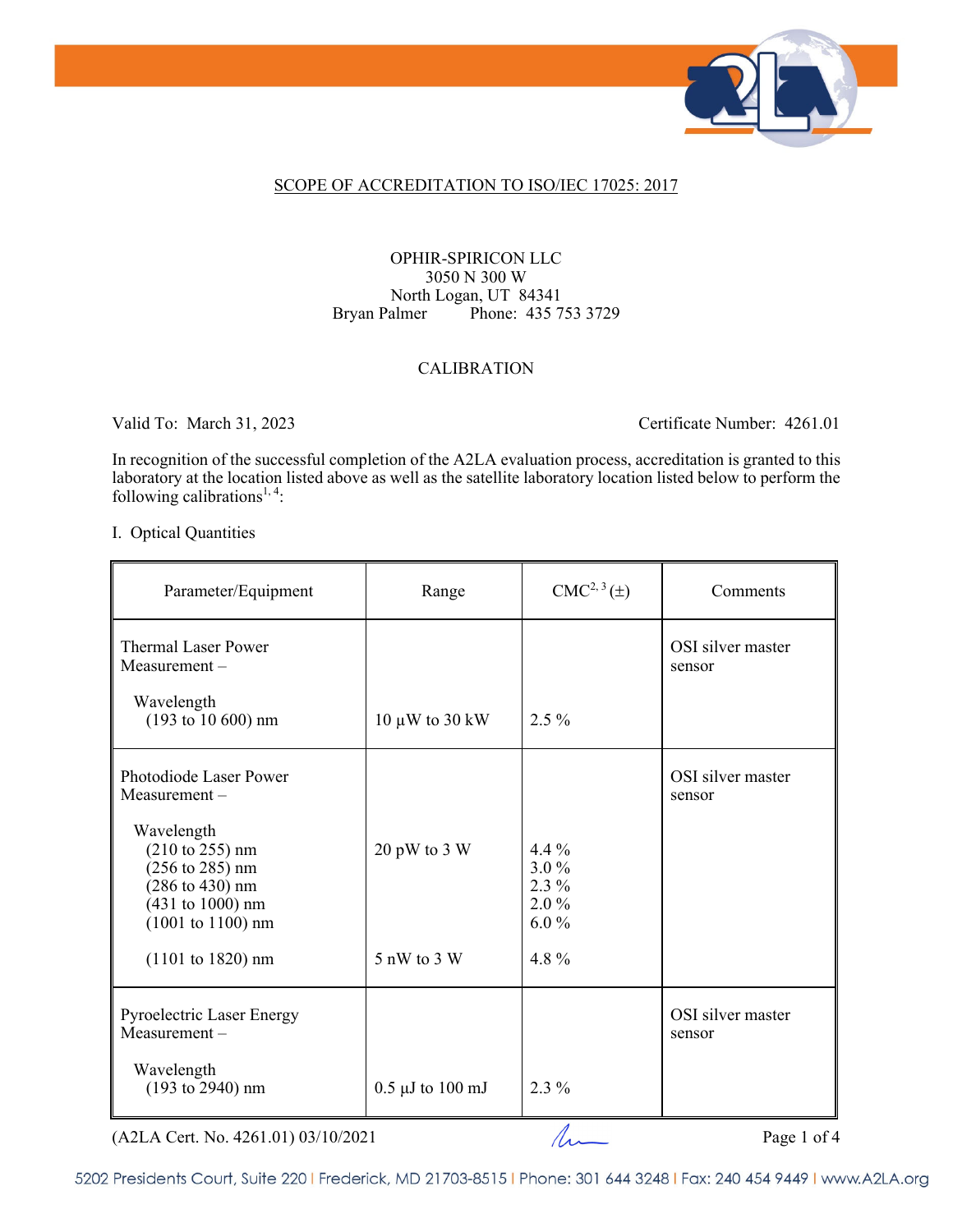## SCOPE OF ACCREDITATION TO ISO/IEC 17025: 2017

OPHIR-SPIRICON LLC
3050 N 300 W
North Logan, UT 84341
Bryan Palmer Phone: 435 753 3729

### CALIBRATION

Valid To: March 31, 2023 Certificate Number: 4261.01

In recognition of the successful completion of the A2LA evaluation process, accreditation is granted to this laboratory at the location listed above as well as the satellite laboratory location listed below to perform the following calibrations[1, 4]:

I. Optical Quantities

| Parameter/Equipment | Range | CMC[2, 3] (±) | Comments |
|---|---|---|---|
| Thermal Laser Power Measurement – | | | OSI silver master sensor |
| Wavelength (193 to 10 600) nm | 10 µW to 30 kW | 2.5 % | |
| Photodiode Laser Power Measurement – | | | OSI silver master sensor |
| Wavelength | | | |
| (210 to 255) nm | 20 pW to 3 W | 4.4 % | |
| (256 to 285) nm | | 3.0 % | |
| (286 to 430) nm | | 2.3 % | |
| (431 to 1000) nm | | 2.0 % | |
| (1001 to 1100) nm | | 6.0 % | |
| (1101 to 1820) nm | 5 nW to 3 W | 4.8 % | |
| Pyroelectric Laser Energy Measurement – | | | OSI silver master sensor |
| Wavelength (193 to 2940) nm | 0.5 µJ to 100 mJ | 2.3 % | |

(A2LA Cert. No. 4261.01) 03/10/2021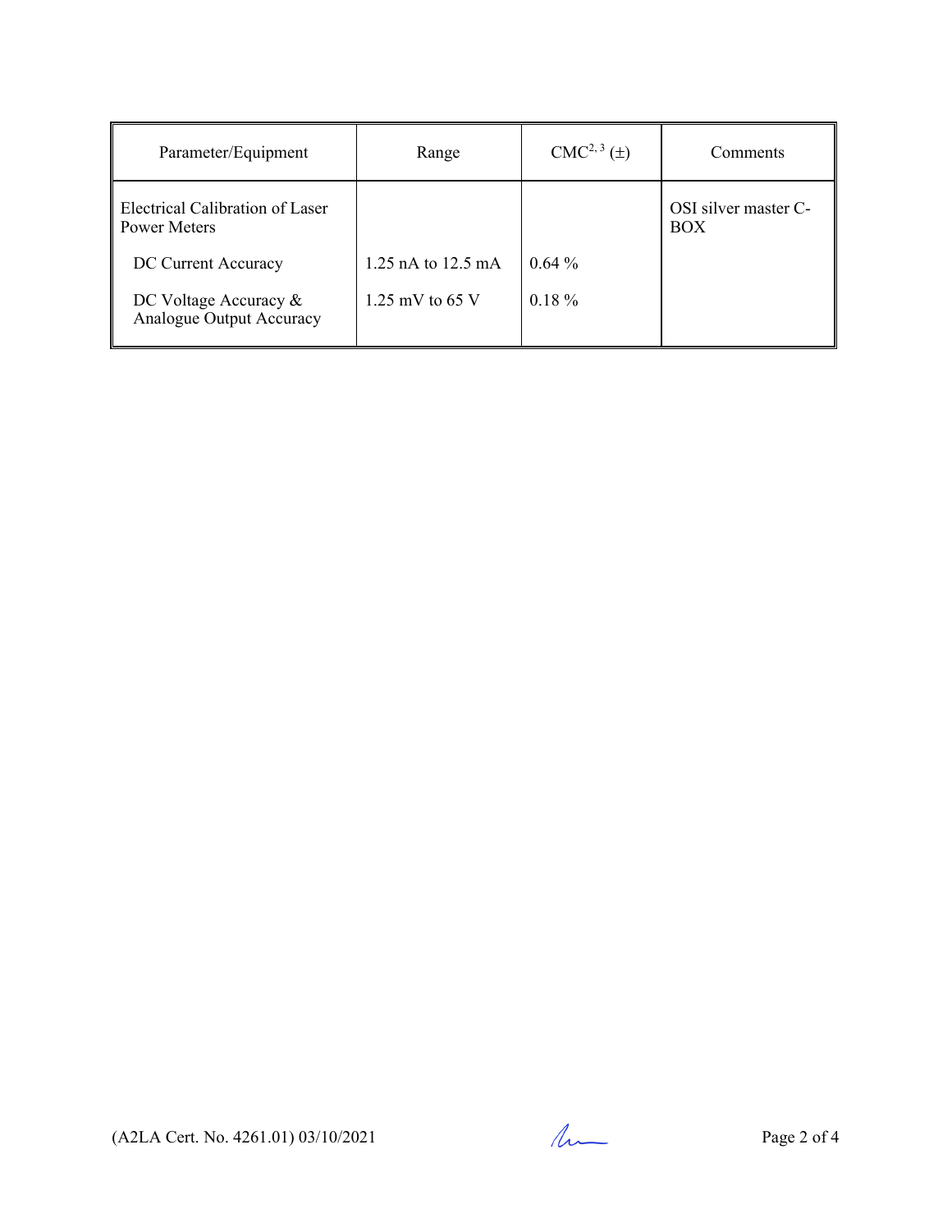| Parameter/Equipment | Range | CMC[2, 3] (±) | Comments |
|---|---|---|---|
| Electrical Calibration of Laser Power Meters | | | OSI silver master C-BOX |
| DC Current Accuracy | 1.25 nA to 12.5 mA | 0.64 % | |
| DC Voltage Accuracy & Analogue Output Accuracy | 1.25 mV to 65 V | 0.18 % | |

(A2LA Cert. No. 4261.01) 03/10/2021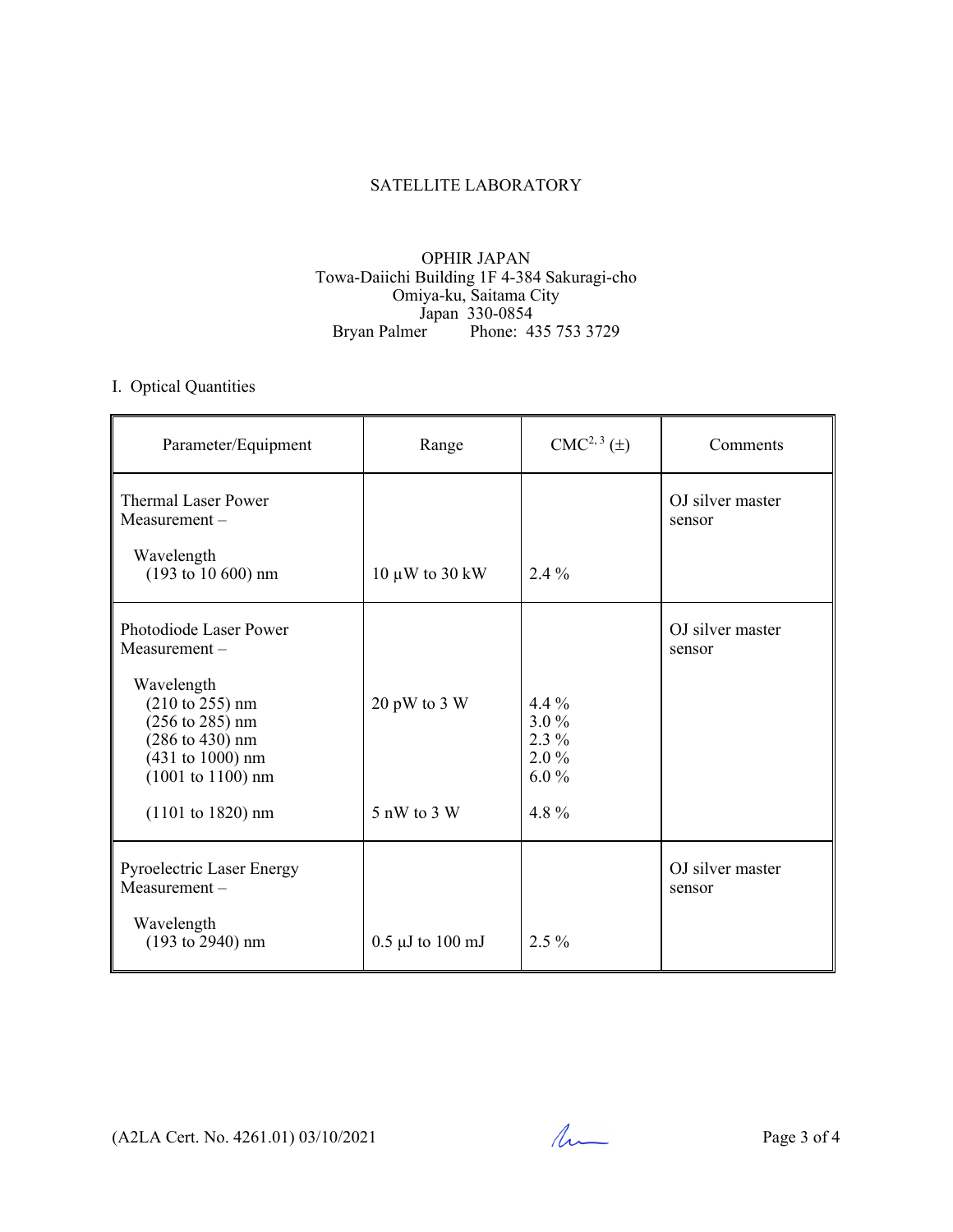SATELLITE LABORATORY

OPHIR JAPAN
Towa-Daiichi Building 1F 4-384 Sakuragi-cho
Omiya-ku, Saitama City
Japan 330-0854
Bryan Palmer Phone: 435 753 3729

I. Optical Quantities

| Parameter/Equipment | Range | CMC[2, 3] (±) | Comments |
|---|---|---|---|
| Thermal Laser Power Measurement – | | | OJ silver master sensor |
| Wavelength (193 to 10 600) nm | 10 µW to 30 kW | 2.4 % | |
| Photodiode Laser Power Measurement – | | | OJ silver master sensor |
| Wavelength | | | |
| (210 to 255) nm | 20 pW to 3 W | 4.4 % | |
| (256 to 285) nm | | 3.0 % | |
| (286 to 430) nm | | 2.3 % | |
| (431 to 1000) nm | | 2.0 % | |
| (1001 to 1100) nm | | 6.0 % | |
| (1101 to 1820) nm | 5 nW to 3 W | 4.8 % | |
| Pyroelectric Laser Energy Measurement – | | | OJ silver master sensor |
| Wavelength (193 to 2940) nm | 0.5 µJ to 100 mJ | 2.5 % | |

(A2LA Cert. No. 4261.01) 03/10/2021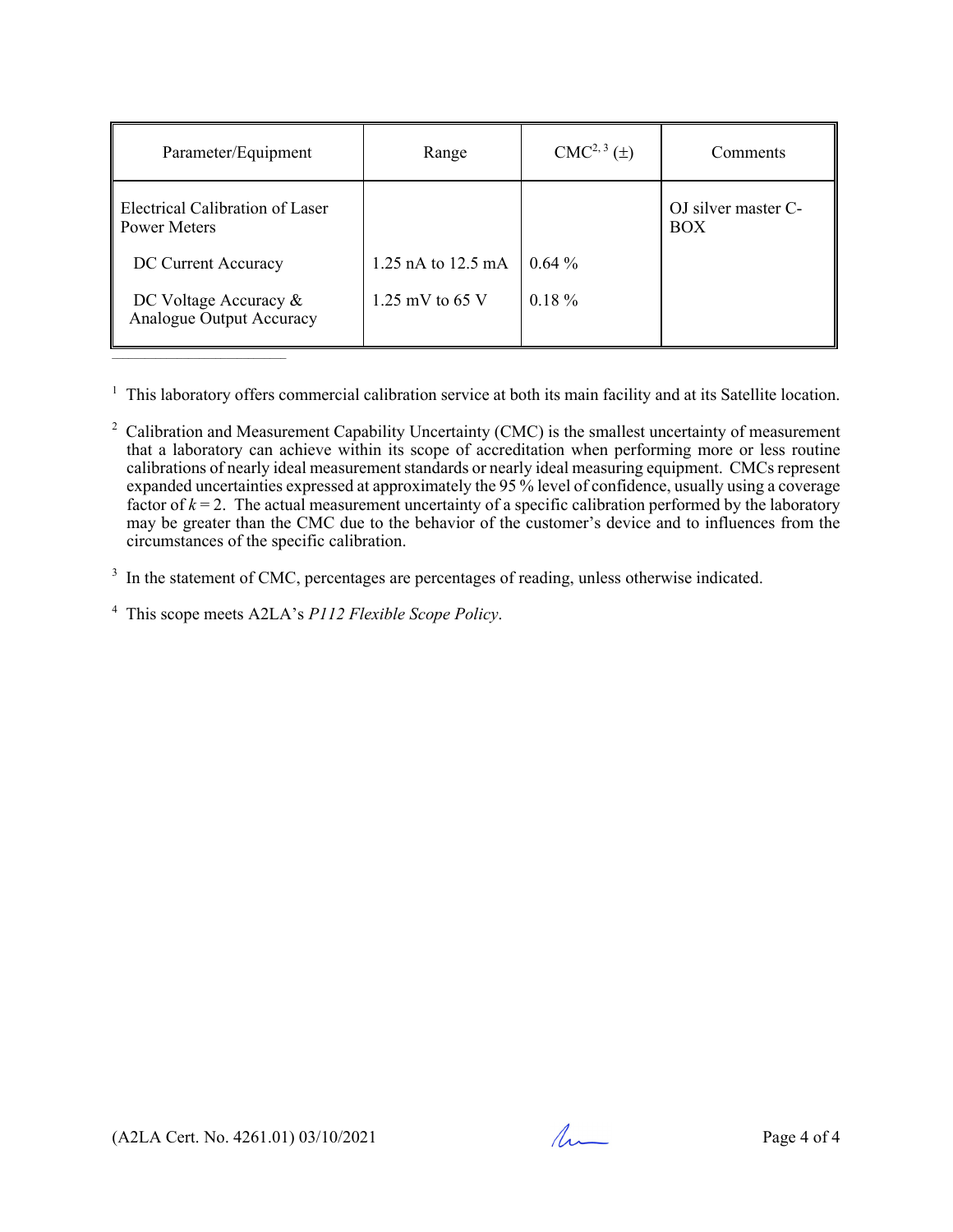| Parameter/Equipment | Range | CMC[2, 3] (±) | Comments |
|---|---|---|---|
| Electrical Calibration of Laser Power Meters | | | OJ silver master C-BOX |
| DC Current Accuracy | 1.25 nA to 12.5 mA | 0.64 % | |
| DC Voltage Accuracy & Analogue Output Accuracy | 1.25 mV to 65 V | 0.18 % | |

[1] This laboratory offers commercial calibration service at both its main facility and at its Satellite location.

[2] Calibration and Measurement Capability Uncertainty (CMC) is the smallest uncertainty of measurement that a laboratory can achieve within its scope of accreditation when performing more or less routine calibrations of nearly ideal measurement standards or nearly ideal measuring equipment. CMCs represent expanded uncertainties expressed at approximately the 95 % level of confidence, usually using a coverage factor of $k = 2$. The actual measurement uncertainty of a specific calibration performed by the laboratory may be greater than the CMC due to the behavior of the customer's device and to influences from the circumstances of the specific calibration.

[3] In the statement of CMC, percentages are percentages of reading, unless otherwise indicated.

[4] This scope meets A2LA's *P112 Flexible Scope Policy*.

(A2LA Cert. No. 4261.01) 03/10/2021